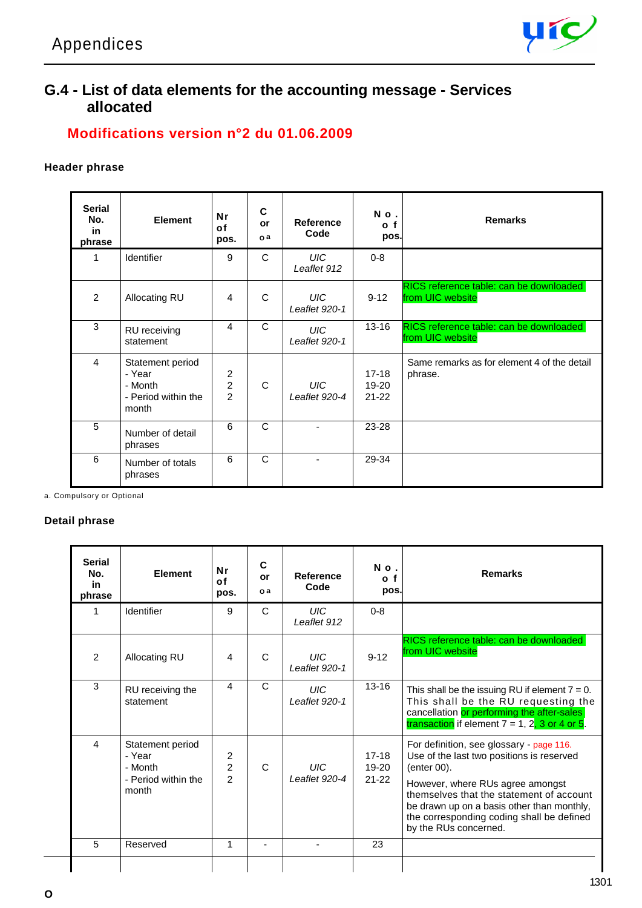## G.4 - List of data elements for the accounting message - Services allocated

### Modifications version n°2 du 01.06.2009

**Header phrase**

| Serial No. in phrase | Element | Nr of pos. | C or o[a] | Reference Code | No. of pos. | Remarks |
|---|---|---|---|---|---|---|
| 1 | Identifier | 9 | C | *UIC Leaflet 912* | 0-8 | |
| 2 | Allocating RU | 4 | C | *UIC Leaflet 920-1* | 9-12 | RICS reference table: can be downloaded from UIC website |
| 3 | RU receiving statement | 4 | C | *UIC Leaflet 920-1* | 13-16 | RICS reference table: can be downloaded from UIC website |
| 4 | Statement period<br>- Year<br>- Month<br>- Period within the month | <br>2<br>2<br>2 | C | *UIC Leaflet 920-4* | <br>17-18<br>19-20<br>21-22 | Same remarks as for element 4 of the detail phrase. |
| 5 | Number of detail phrases | 6 | C | - | 23-28 | |
| 6 | Number of totals phrases | 6 | C | - | 29-34 | |

a. Compulsory or Optional

**Detail phrase**

| Serial No. in phrase | Element | Nr of pos. | C or o[a] | Reference Code | No. of pos. | Remarks |
|---|---|---|---|---|---|---|
| 1 | Identifier | 9 | C | *UIC Leaflet 912* | 0-8 | |
| 2 | Allocating RU | 4 | C | *UIC Leaflet 920-1* | 9-12 | RICS reference table: can be downloaded from UIC website |
| 3 | RU receiving the statement | 4 | C | *UIC Leaflet 920-1* | 13-16 | This shall be the issuing RU if element 7 = 0. This shall be the RU requesting the cancellation or performing the after-sales transaction if element 7 = 1, 2, 3 or 4 or 5. |
| 4 | Statement period<br>- Year<br>- Month<br>- Period within the month | <br>2<br>2<br>2 | C | *UIC Leaflet 920-4* | <br>17-18<br>19-20<br>21-22 | For definition, see glossary - page 116.<br>Use of the last two positions is reserved (enter 00).<br>However, where RUs agree amongst themselves that the statement of account be drawn up on a basis other than monthly, the corresponding coding shall be defined by the RUs concerned. |
| 5 | Reserved | 1 | - | - | 23 | |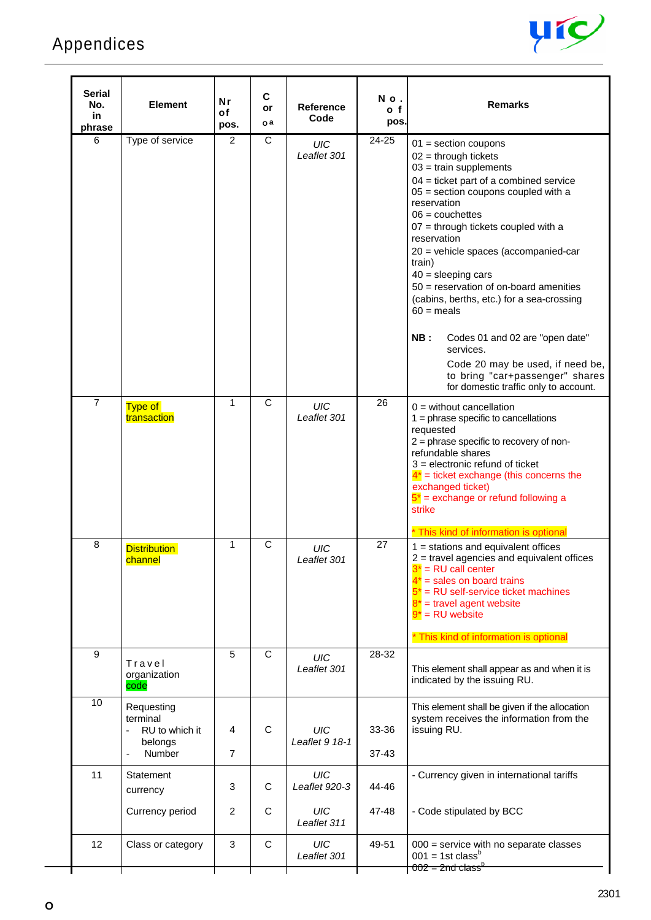# Appendices

| Serial No. in phrase | Element | Nr of pos. | C or o a | Reference Code | No. of pos. | Remarks |
|---|---|---|---|---|---|---|
| 6 | Type of service | 2 | C | *UIC Leaflet 301* | 24-25 | 01 = section coupons<br>02 = through tickets<br>03 = train supplements<br>04 = ticket part of a combined service<br>05 = section coupons coupled with a reservation<br>06 = couchettes<br>07 = through tickets coupled with a reservation<br>20 = vehicle spaces (accompanied-car train)<br>40 = sleeping cars<br>50 = reservation of on-board amenities (cabins, berths, etc.) for a sea-crossing<br>60 = meals<br><br>**NB :** Codes 01 and 02 are "open date" services.<br>Code 20 may be used, if need be, to bring "car+passenger" shares for domestic traffic only to account. |
| 7 | Type of transaction | 1 | C | *UIC Leaflet 301* | 26 | 0 = without cancellation<br>1 = phrase specific to cancellations requested<br>2 = phrase specific to recovery of non-refundable shares<br>3 = electronic refund of ticket<br>4* = ticket exchange (this concerns the exchanged ticket)<br>5* = exchange or refund following a strike<br><br>* This kind of information is optional |
| 8 | Distribution channel | 1 | C | *UIC Leaflet 301* | 27 | 1 = stations and equivalent offices<br>2 = travel agencies and equivalent offices<br>3* = RU call center<br>4* = sales on board trains<br>5* = RU self-service ticket machines<br>8* = travel agent website<br>9* = RU website<br><br>* This kind of information is optional |
| 9 | Travel organization code | 5 | C | *UIC Leaflet 301* | 28-32 | This element shall appear as and when it is indicated by the issuing RU. |
| 10 | Requesting terminal<br>- RU to which it belongs<br>- Number | <br>4<br>7 | <br>C | <br>*UIC Leaflet 9 18-1* | <br>33-36<br>37-43 | This element shall be given if the allocation system receives the information from the issuing RU. |
| 11 | Statement currency<br><br>Currency period | 3<br><br>2 | C<br><br>C | *UIC Leaflet 920-3*<br><br>*UIC Leaflet 311* | 44-46<br><br>47-48 | - Currency given in international tariffs<br><br>- Code stipulated by BCC |
| 12 | Class or category | 3 | C | *UIC Leaflet 301* | 49-51 | 000 = service with no separate classes<br>001 = 1st class[b]<br>002 = 2nd class[b] |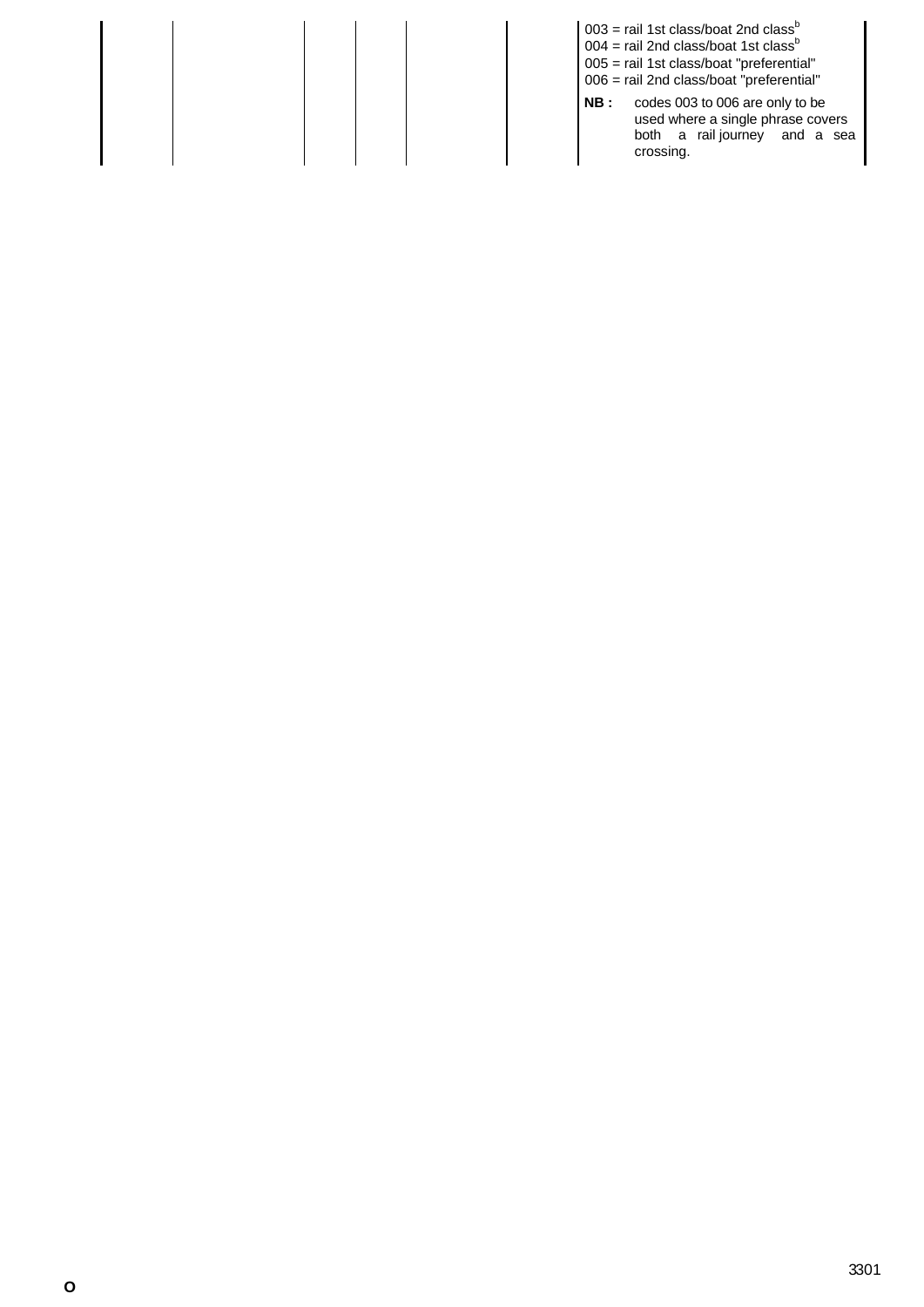| | | | | | | |
|---|---|---|---|---|---|---|
| | | | | | | 003 = rail 1st class/boat 2nd class[b]<br>004 = rail 2nd class/boat 1st class[b]<br>005 = rail 1st class/boat "preferential"<br>006 = rail 2nd class/boat "preferential"<br>**NB :** codes 003 to 006 are only to be used where a single phrase covers both a rail journey and a sea crossing. |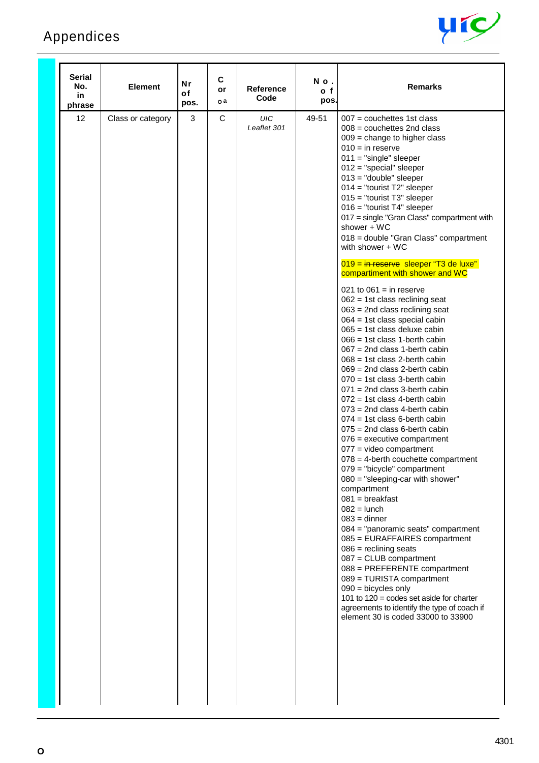# Appendices

| Serial No. in phrase | Element | Nr of pos. | C or o a | Reference Code | N o . o f pos. | Remarks |
|---|---|---|---|---|---|---|
| 12 | Class or category | 3 | C | *UIC Leaflet 301* | 49-51 | 007 = couchettes 1st class<br>008 = couchettes 2nd class<br>009 = change to higher class<br>010 = in reserve<br>011 = "single" sleeper<br>012 = "special" sleeper<br>013 = "double" sleeper<br>014 = "tourist T2" sleeper<br>015 = "tourist T3" sleeper<br>016 = "tourist T4" sleeper<br>017 = single "Gran Class" compartment with shower + WC<br>018 = double "Gran Class" compartment with shower + WC<br>019 = ~~in reserve~~ sleeper "T3 de luxe" compartiment with shower and WC<br>021 to 061 = in reserve<br>062 = 1st class reclining seat<br>063 = 2nd class reclining seat<br>064 = 1st class special cabin<br>065 = 1st class deluxe cabin<br>066 = 1st class 1-berth cabin<br>067 = 2nd class 1-berth cabin<br>068 = 1st class 2-berth cabin<br>069 = 2nd class 2-berth cabin<br>070 = 1st class 3-berth cabin<br>071 = 2nd class 3-berth cabin<br>072 = 1st class 4-berth cabin<br>073 = 2nd class 4-berth cabin<br>074 = 1st class 6-berth cabin<br>075 = 2nd class 6-berth cabin<br>076 = executive compartment<br>077 = video compartment<br>078 = 4-berth couchette compartment<br>079 = "bicycle" compartment<br>080 = "sleeping-car with shower" compartment<br>081 = breakfast<br>082 = lunch<br>083 = dinner<br>084 = "panoramic seats" compartment<br>085 = EURAFFAIRES compartment<br>086 = reclining seats<br>087 = CLUB compartment<br>088 = PREFERENTE compartment<br>089 = TURISTA compartment<br>090 = bicycles only<br>101 to 120 = codes set aside for charter agreements to identify the type of coach if element 30 is coded 33000 to 33900 |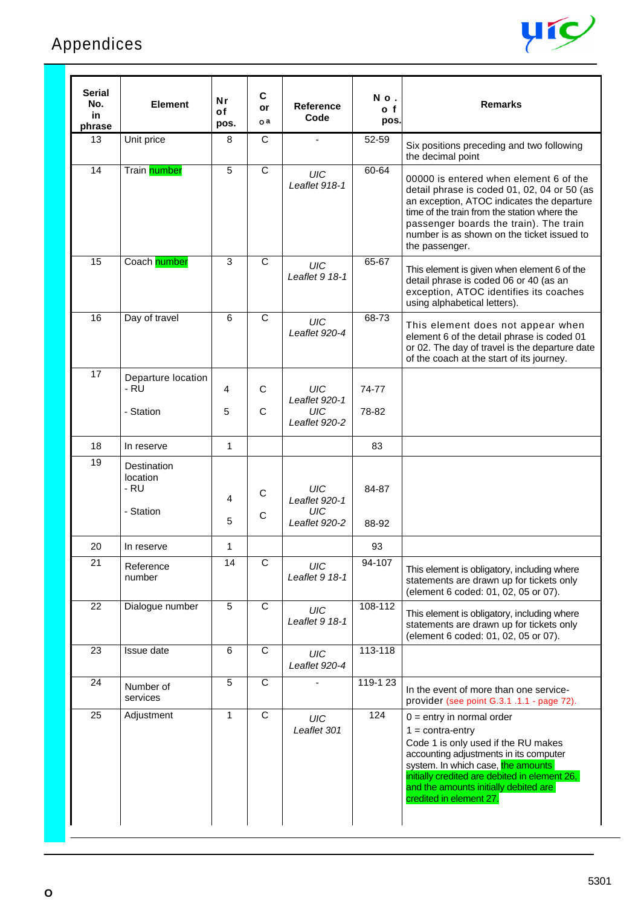# Appendices

| Serial No. in phrase | Element | Nr of pos. | C or oa | Reference Code | No. of pos. | Remarks |
|---|---|---|---|---|---|---|
| 13 | Unit price | 8 | C | - | 52-59 | Six positions preceding and two following the decimal point |
| 14 | Train number | 5 | C | *UIC Leaflet 918-1* | 60-64 | 00000 is entered when element 6 of the detail phrase is coded 01, 02, 04 or 50 (as an exception, ATOC indicates the departure time of the train from the station where the passenger boards the train). The train number is as shown on the ticket issued to the passenger. |
| 15 | Coach number | 3 | C | *UIC Leaflet 9 18-1* | 65-67 | This element is given when element 6 of the detail phrase is coded 06 or 40 (as an exception, ATOC identifies its coaches using alphabetical letters). |
| 16 | Day of travel | 6 | C | *UIC Leaflet 920-4* | 68-73 | This element does not appear when element 6 of the detail phrase is coded 01 or 02. The day of travel is the departure date of the coach at the start of its journey. |
| 17 | Departure location<br>- RU<br>- Station | <br>4<br>5 | <br>C<br>C | *UIC Leaflet 920-1*<br>*UIC Leaflet 920-2* | <br>74-77<br>78-82 | |
| 18 | In reserve | 1 | | | 83 | |
| 19 | Destination location<br>- RU<br>- Station | <br>4<br>5 | <br>C<br>C | *UIC Leaflet 920-1*<br>*UIC Leaflet 920-2* | <br>84-87<br>88-92 | |
| 20 | In reserve | 1 | | | 93 | |
| 21 | Reference number | 14 | C | *UIC Leaflet 9 18-1* | 94-107 | This element is obligatory, including where statements are drawn up for tickets only (element 6 coded: 01, 02, 05 or 07). |
| 22 | Dialogue number | 5 | C | *UIC Leaflet 9 18-1* | 108-112 | This element is obligatory, including where statements are drawn up for tickets only (element 6 coded: 01, 02, 05 or 07). |
| 23 | Issue date | 6 | C | *UIC Leaflet 920-4* | 113-118 | |
| 24 | Number of services | 5 | C | - | 119-1 23 | In the event of more than one service-provider (see point G.3.1 .1.1 - page 72). |
| 25 | Adjustment | 1 | C | *UIC Leaflet 301* | 124 | 0 = entry in normal order<br>1 = contra-entry<br>Code 1 is only used if the RU makes accounting adjustments in its computer system. In which case, the amounts initially credited are debited in element 26, and the amounts initially debited are credited in element 27. |

O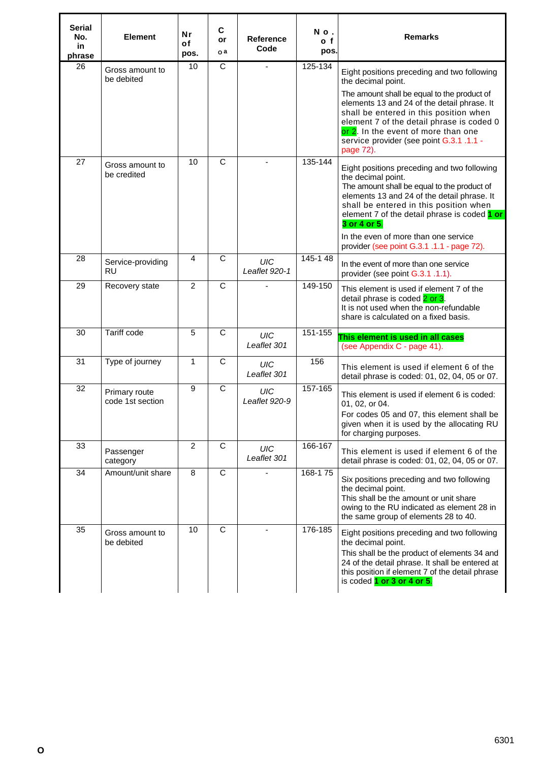| Serial No. in phrase | Element | Nr of pos. | C or o a | Reference Code | No. of pos. | Remarks |
|---|---|---|---|---|---|---|
| 26 | Gross amount to be debited | 10 | C | - | 125-134 | Eight positions preceding and two following the decimal point.<br>The amount shall be equal to the product of elements 13 and 24 of the detail phrase. It shall be entered in this position when element 7 of the detail phrase is coded 0 or 2. In the event of more than one service provider (see point G.3.1 .1.1 - page 72). |
| 27 | Gross amount to be credited | 10 | C | - | 135-144 | Eight positions preceding and two following the decimal point.<br>The amount shall be equal to the product of elements 13 and 24 of the detail phrase. It shall be entered in this position when element 7 of the detail phrase is coded **1 or 3 or 4 or 5**.<br>In the even of more than one service provider (see point G.3.1 .1.1 - page 72). |
| 28 | Service-providing RU | 4 | C | *UIC Leaflet 920-1* | 145-1 48 | In the event of more than one service provider (see point G.3.1 .1.1). |
| 29 | Recovery state | 2 | C | - | 149-150 | This element is used if element 7 of the detail phrase is coded 2 or 3.<br>It is not used when the non-refundable share is calculated on a fixed basis. |
| 30 | Tariff code | 5 | C | *UIC Leaflet 301* | 151-155 | **This element is used in all cases**<br>(see Appendix C - page 41). |
| 31 | Type of journey | 1 | C | *UIC Leaflet 301* | 156 | This element is used if element 6 of the detail phrase is coded: 01, 02, 04, 05 or 07. |
| 32 | Primary route code 1st section | 9 | C | *UIC Leaflet 920-9* | 157-165 | This element is used if element 6 is coded: 01, 02, or 04.<br>For codes 05 and 07, this element shall be given when it is used by the allocating RU for charging purposes. |
| 33 | Passenger category | 2 | C | *UIC Leaflet 301* | 166-167 | This element is used if element 6 of the detail phrase is coded: 01, 02, 04, 05 or 07. |
| 34 | Amount/unit share | 8 | C | - | 168-1 75 | Six positions preceding and two following the decimal point.<br>This shall be the amount or unit share owing to the RU indicated as element 28 in the same group of elements 28 to 40. |
| 35 | Gross amount to be debited | 10 | C | - | 176-185 | Eight positions preceding and two following the decimal point.<br>This shall be the product of elements 34 and 24 of the detail phrase. It shall be entered at this position if element 7 of the detail phrase is coded **1 or 3 or 4 or 5**. |

O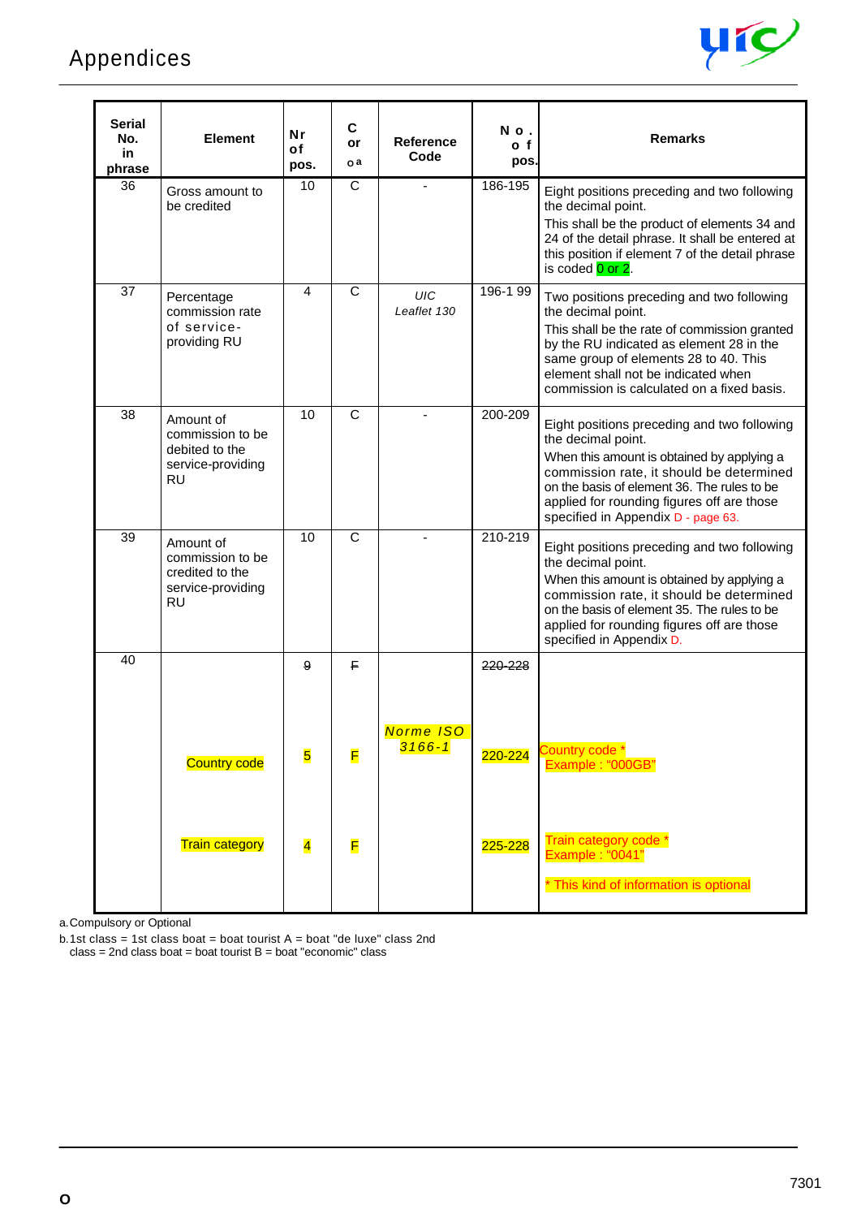## Appendices

| Serial No. in phrase | Element | Nr of pos. | C or O[a] | Reference Code | No. of pos. | Remarks |
|---|---|---|---|---|---|---|
| 36 | Gross amount to be credited | 10 | C | - | 186-195 | Eight positions preceding and two following the decimal point. This shall be the product of elements 34 and 24 of the detail phrase. It shall be entered at this position if element 7 of the detail phrase is coded 0 or 2. |
| 37 | Percentage commission rate of service-providing RU | 4 | C | *UIC Leaflet 130* | 196-199 | Two positions preceding and two following the decimal point. This shall be the rate of commission granted by the RU indicated as element 28 in the same group of elements 28 to 40. This element shall not be indicated when commission is calculated on a fixed basis. |
| 38 | Amount of commission to be debited to the service-providing RU | 10 | C | - | 200-209 | Eight positions preceding and two following the decimal point. When this amount is obtained by applying a commission rate, it should be determined on the basis of element 36. The rules to be applied for rounding figures off are those specified in Appendix D - page 63. |
| 39 | Amount of commission to be credited to the service-providing RU | 10 | C | - | 210-219 | Eight positions preceding and two following the decimal point. When this amount is obtained by applying a commission rate, it should be determined on the basis of element 35. The rules to be applied for rounding figures off are those specified in Appendix D. |
| 40 | | ~~9~~ | ~~F~~ | | ~~220-228~~ | |
| | Country code | 5 | F | *Norme ISO 3166-1* | 220-224 | Country code * Example : "000GB" |
| | Train category | 4 | F | | 225-228 | Train category code * Example : "0041" <br> * This kind of information is optional |

a. Compulsory or Optional

b. 1st class = 1st class boat = boat tourist A = boat "de luxe" class 2nd class = 2nd class boat = boat tourist B = boat "economic" class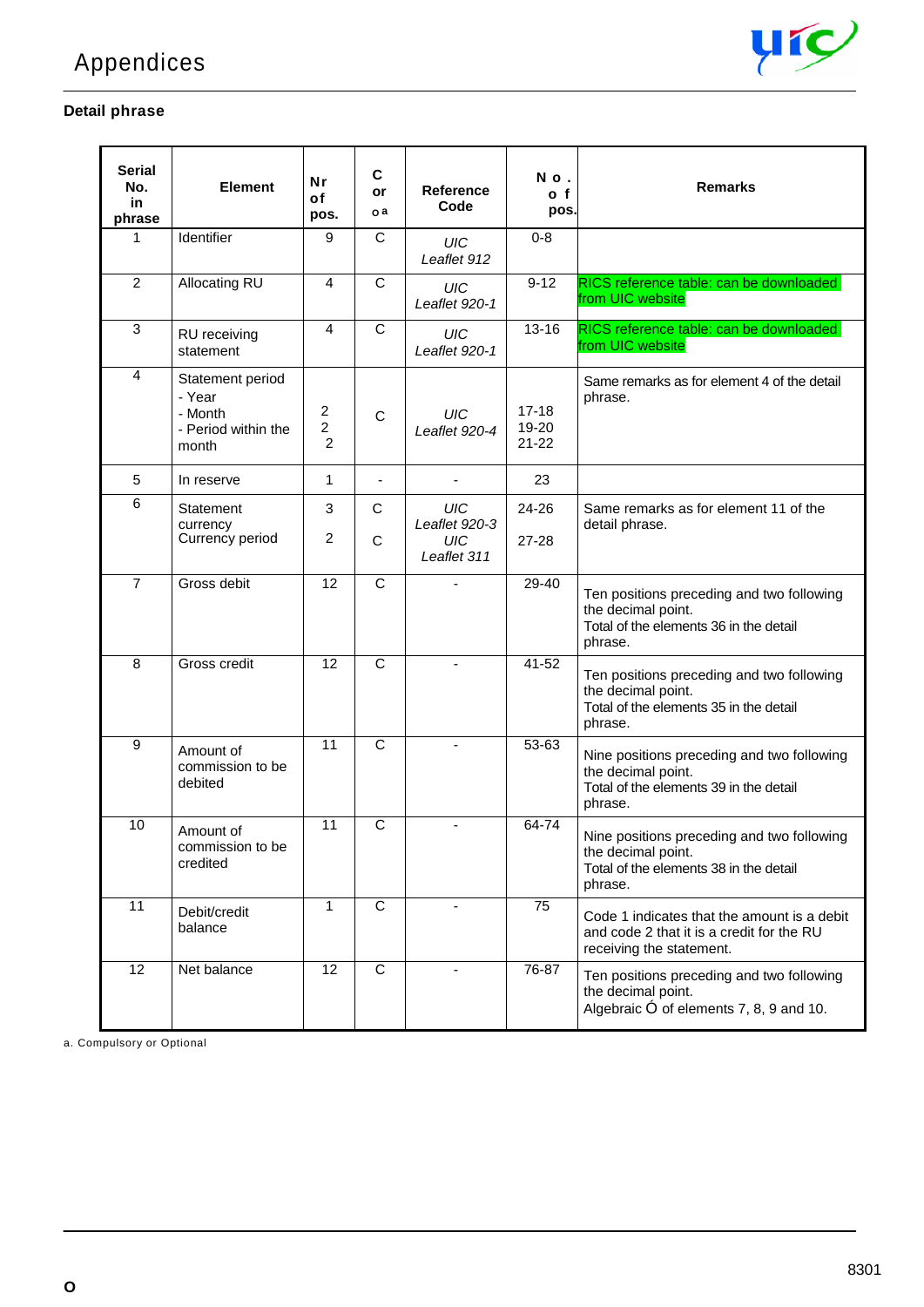## Detail phrase

| Serial No. in phrase | Element | Nr of pos. | C or O[a] | Reference Code | No. of pos. | Remarks |
|---|---|---|---|---|---|---|
| 1 | Identifier | 9 | C | *UIC Leaflet 912* | 0-8 | |
| 2 | Allocating RU | 4 | C | *UIC Leaflet 920-1* | 9-12 | RICS reference table: can be downloaded from UIC website |
| 3 | RU receiving statement | 4 | C | *UIC Leaflet 920-1* | 13-16 | RICS reference table: can be downloaded from UIC website |
| 4 | Statement period<br>- Year<br>- Month<br>- Period within the month | <br>2<br>2<br>2 | C | *UIC Leaflet 920-4* | <br>17-18<br>19-20<br>21-22 | Same remarks as for element 4 of the detail phrase. |
| 5 | In reserve | 1 | - | - | 23 | |
| 6 | Statement currency<br>Currency period | 3<br>2 | C<br>C | *UIC Leaflet 920-3*<br>*UIC Leaflet 311* | 24-26<br>27-28 | Same remarks as for element 11 of the detail phrase. |
| 7 | Gross debit | 12 | C | - | 29-40 | Ten positions preceding and two following the decimal point.<br>Total of the elements 36 in the detail phrase. |
| 8 | Gross credit | 12 | C | - | 41-52 | Ten positions preceding and two following the decimal point.<br>Total of the elements 35 in the detail phrase. |
| 9 | Amount of commission to be debited | 11 | C | - | 53-63 | Nine positions preceding and two following the decimal point.<br>Total of the elements 39 in the detail phrase. |
| 10 | Amount of commission to be credited | 11 | C | - | 64-74 | Nine positions preceding and two following the decimal point.<br>Total of the elements 38 in the detail phrase. |
| 11 | Debit/credit balance | 1 | C | - | 75 | Code 1 indicates that the amount is a debit and code 2 that it is a credit for the RU receiving the statement. |
| 12 | Net balance | 12 | C | - | 76-87 | Ten positions preceding and two following the decimal point.<br>Algebraic Ó of elements 7, 8, 9 and 10. |

a. Compulsory or Optional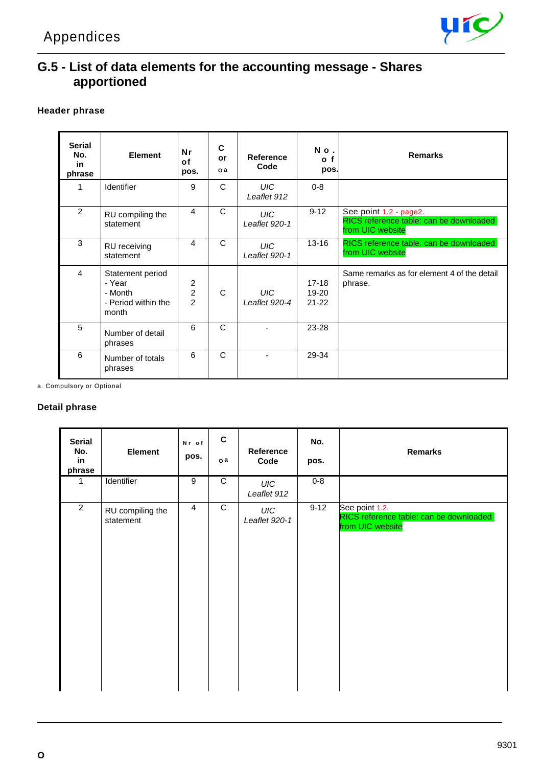## G.5 - List of data elements for the accounting message - Shares apportioned

### Header phrase

| Serial No. in phrase | Element | Nr of pos. | C or O[a] | Reference Code | No. of pos. | Remarks |
|---|---|---|---|---|---|---|
| 1 | Identifier | 9 | C | *UIC Leaflet 912* | 0-8 | |
| 2 | RU compiling the statement | 4 | C | *UIC Leaflet 920-1* | 9-12 | See point 1.2 - page2. RICS reference table: can be downloaded from UIC website |
| 3 | RU receiving statement | 4 | C | *UIC Leaflet 920-1* | 13-16 | RICS reference table: can be downloaded from UIC website |
| 4 | Statement period<br>- Year<br>- Month<br>- Period within the month | <br>2<br>2<br>2 | C | *UIC Leaflet 920-4* | <br>17-18<br>19-20<br>21-22 | Same remarks as for element 4 of the detail phrase. |
| 5 | Number of detail phrases | 6 | C | - | 23-28 | |
| 6 | Number of totals phrases | 6 | C | - | 29-34 | |

a. Compulsory or Optional

### Detail phrase

| Serial No. in phrase | Element | Nr of pos. | C or O[a] | Reference Code | No. pos. | Remarks |
|---|---|---|---|---|---|---|
| 1 | Identifier | 9 | C | *UIC Leaflet 912* | 0-8 | |
| 2 | RU compiling the statement | 4 | C | *UIC Leaflet 920-1* | 9-12 | See point 1.2. RICS reference table: can be downloaded from UIC website |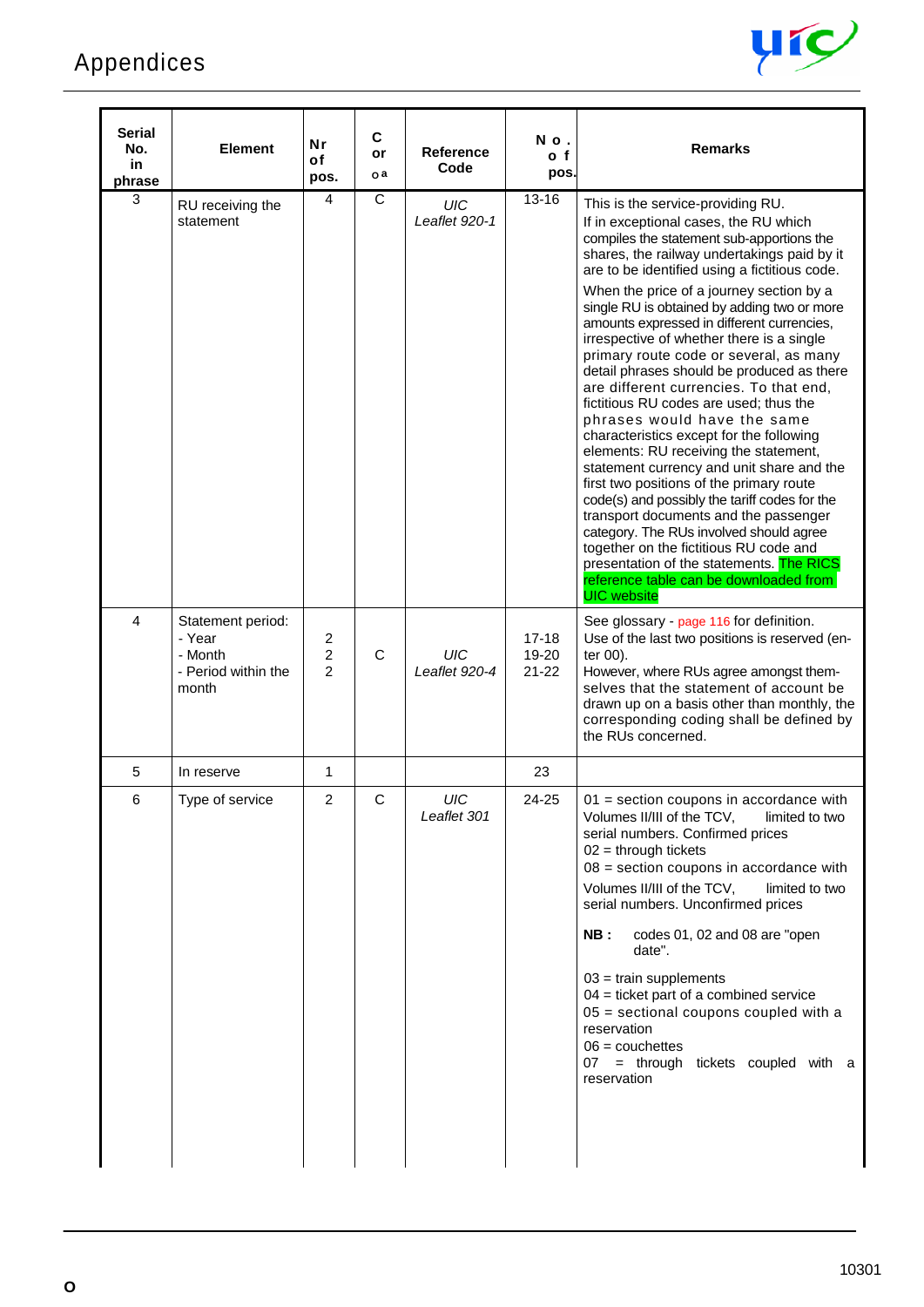| Serial No. in phrase | Element | Nr of pos. | C or o a | Reference Code | No. of pos. | Remarks |
|---|---|---|---|---|---|---|
| 3 | RU receiving the statement | 4 | C | *UIC Leaflet 920-1* | 13-16 | This is the service-providing RU.<br>If in exceptional cases, the RU which compiles the statement sub-apportions the shares, the railway undertakings paid by it are to be identified using a fictitious code.<br>When the price of a journey section by a single RU is obtained by adding two or more amounts expressed in different currencies, irrespective of whether there is a single primary route code or several, as many detail phrases should be produced as there are different currencies. To that end, fictitious RU codes are used; thus the phrases would have the same characteristics except for the following elements: RU receiving the statement, statement currency and unit share and the first two positions of the primary route code(s) and possibly the tariff codes for the transport documents and the passenger category. The RUs involved should agree together on the fictitious RU code and presentation of the statements. The RICS reference table can be downloaded from UIC website |
| 4 | Statement period:<br>- Year<br>- Month<br>- Period within the month | 2<br>2<br>2 | C | *UIC Leaflet 920-4* | 17-18<br>19-20<br>21-22 | See glossary - page 116 for definition.<br>Use of the last two positions is reserved (enter 00).<br>However, where RUs agree amongst themselves that the statement of account be drawn up on a basis other than monthly, the corresponding coding shall be defined by the RUs concerned. |
| 5 | In reserve | 1 | | | 23 | |
| 6 | Type of service | 2 | C | *UIC Leaflet 301* | 24-25 | 01 = section coupons in accordance with Volumes II/III of the TCV, limited to two serial numbers. Confirmed prices<br>02 = through tickets<br>08 = section coupons in accordance with Volumes II/III of the TCV, limited to two serial numbers. Unconfirmed prices<br>**NB :** codes 01, 02 and 08 are "open date".<br>03 = train supplements<br>04 = ticket part of a combined service<br>05 = sectional coupons coupled with a reservation<br>06 = couchettes<br>07 = through tickets coupled with a reservation |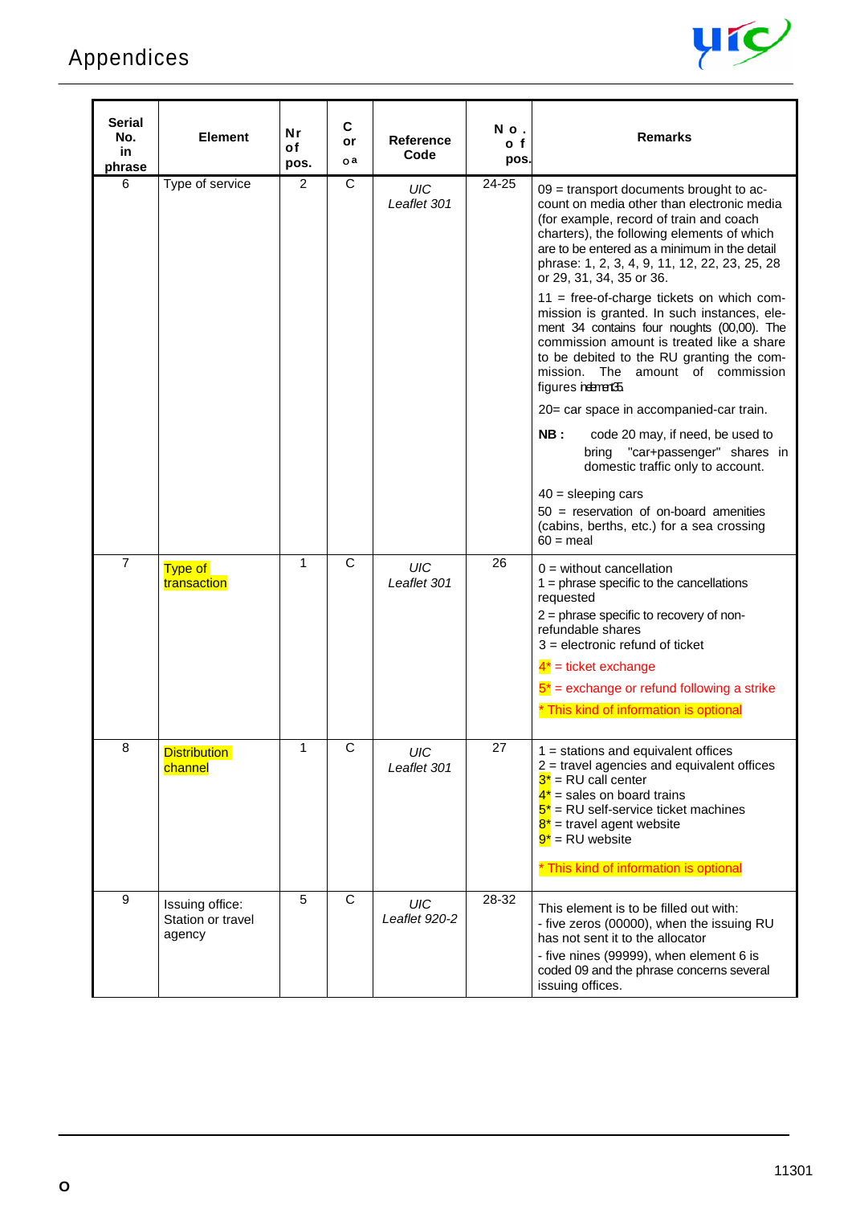# Appendices

| Serial No. in phrase | Element | Nr of pos. | C or o a | Reference Code | No. of pos. | Remarks |
|---|---|---|---|---|---|---|
| 6 | Type of service | 2 | C | *UIC Leaflet 301* | 24-25 | 09 = transport documents brought to account on media other than electronic media (for example, record of train and coach charters), the following elements of which are to be entered as a minimum in the detail phrase: 1, 2, 3, 4, 9, 11, 12, 22, 23, 25, 28 or 29, 31, 34, 35 or 36.<br>11 = free-of-charge tickets on which commission is granted. In such instances, element 34 contains four noughts (00,00). The commission amount is treated like a share to be debited to the RU granting the commission. The amount of commission figures in element 35.<br>20= car space in accompanied-car train.<br>**NB :** code 20 may, if need, be used to bring "car+passenger" shares in domestic traffic only to account.<br>40 = sleeping cars<br>50 = reservation of on-board amenities (cabins, berths, etc.) for a sea crossing<br>60 = meal |
| 7 | Type of transaction | 1 | C | *UIC Leaflet 301* | 26 | 0 = without cancellation<br>1 = phrase specific to the cancellations requested<br>2 = phrase specific to recovery of non-refundable shares<br>3 = electronic refund of ticket<br>4* = ticket exchange<br>5* = exchange or refund following a strike<br>* This kind of information is optional |
| 8 | Distribution channel | 1 | C | *UIC Leaflet 301* | 27 | 1 = stations and equivalent offices<br>2 = travel agencies and equivalent offices<br>3* = RU call center<br>4* = sales on board trains<br>5* = RU self-service ticket machines<br>8* = travel agent website<br>9* = RU website<br>* This kind of information is optional |
| 9 | Issuing office: Station or travel agency | 5 | C | *UIC Leaflet 920-2* | 28-32 | This element is to be filled out with:<br>- five zeros (00000), when the issuing RU has not sent it to the allocator<br>- five nines (99999), when element 6 is coded 09 and the phrase concerns several issuing offices. |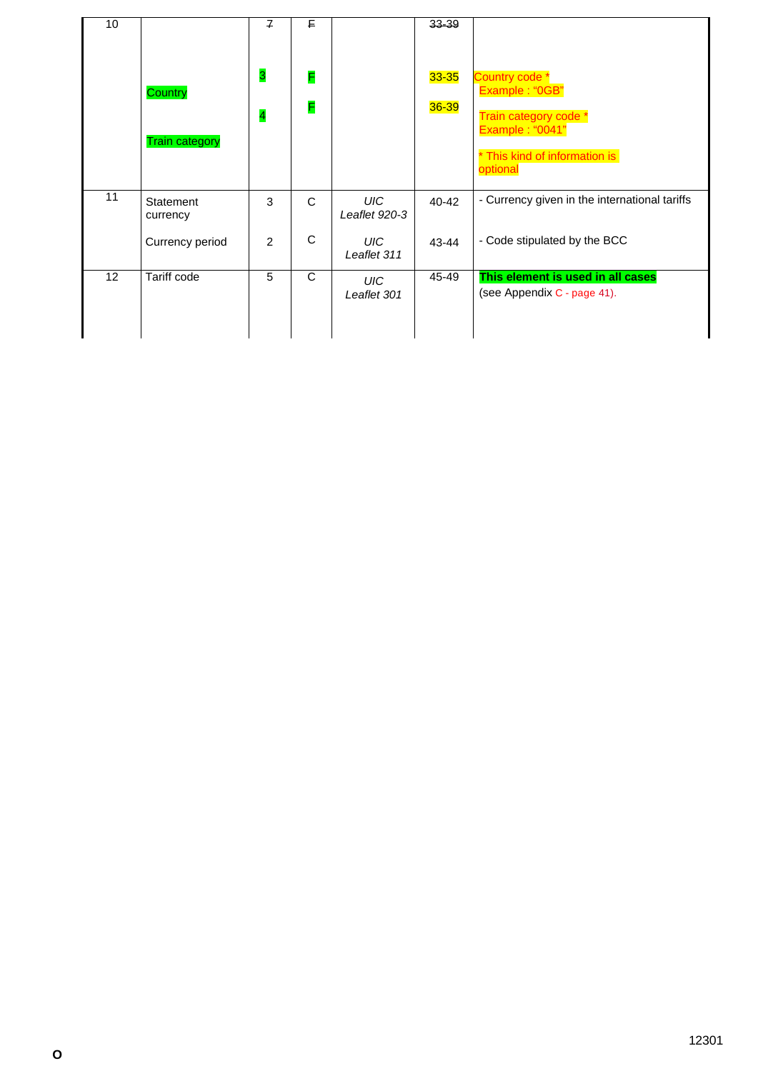| 10 | | ~~7~~ | ~~F~~ | | ~~33-39~~ | |
|---|---|---|---|---|---|---|
| | Country | 3 | F | | 33-35 | Country code * Example : "0GB" |
| | Train category | 4 | F | | 36-39 | Train category code * Example : "0041" * This kind of information is optional |
| 11 | Statement currency | 3 | C | *UIC Leaflet 920-3* | 40-42 | - Currency given in the international tariffs |
| | Currency period | 2 | C | *UIC Leaflet 311* | 43-44 | - Code stipulated by the BCC |
| 12 | Tariff code | 5 | C | *UIC Leaflet 301* | 45-49 | **This element is used in all cases** (see Appendix C - page 41). |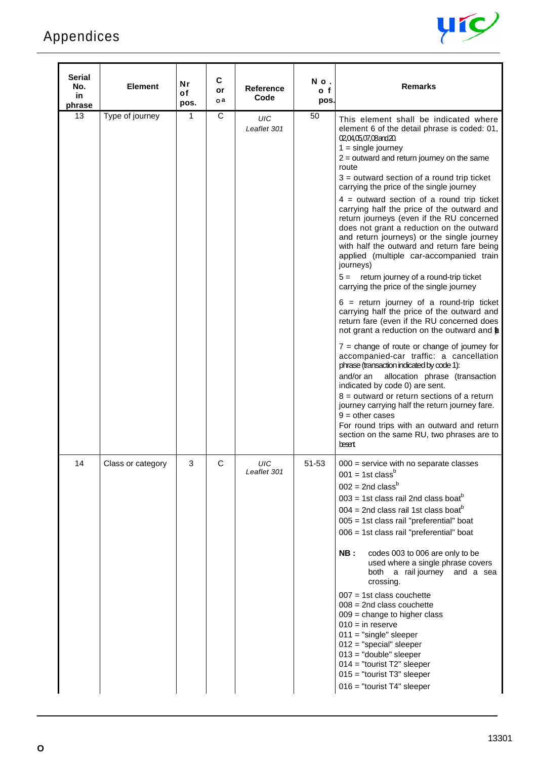| Serial No. in phrase | Element | Nr of pos. | C or oa | Reference Code | No. of pos. | Remarks |
|---|---|---|---|---|---|---|
| 13 | Type of journey | 1 | C | *UIC Leaflet 301* | 50 | This element shall be indicated where element 6 of the detail phrase is coded: 01, 02,04,05,07,08 and 20.<br>1 = single journey<br>2 = outward and return journey on the same route<br>3 = outward section of a round trip ticket carrying the price of the single journey<br>4 = outward section of a round trip ticket carrying half the price of the outward and return journeys (even if the RU concerned does not grant a reduction on the outward and return journeys) or the single journey with half the outward and return fare being applied (multiple car-accompanied train journeys)<br>5 = return journey of a round-trip ticket carrying the price of the single journey<br>6 = return journey of a round-trip ticket carrying half the price of the outward and return fare (even if the RU concerned does not grant a reduction on the outward and ja<br>7 = change of route or change of journey for accompanied-car traffic: a cancellation phrase (transaction indicated by code 1): and/or an allocation phrase (transaction indicated by code 0) are sent.<br>8 = outward or return sections of a return journey carrying half the return journey fare.<br>9 = other cases<br>For round trips with an outward and return section on the same RU, two phrases are to besent. |
| 14 | Class or category | 3 | C | *UIC Leaflet 301* | 51-53 | 000 = service with no separate classes<br>001 = 1st class[b]<br>002 = 2nd class[b]<br>003 = 1st class rail 2nd class boat[b]<br>004 = 2nd class rail 1st class boat[b]<br>005 = 1st class rail "preferential" boat<br>006 = 1st class rail "preferential" boat<br>**NB :** codes 003 to 006 are only to be used where a single phrase covers both a rail journey and a sea crossing.<br>007 = 1st class couchette<br>008 = 2nd class couchette<br>009 = change to higher class<br>010 = in reserve<br>011 = "single" sleeper<br>012 = "special" sleeper<br>013 = "double" sleeper<br>014 = "tourist T2" sleeper<br>015 = "tourist T3" sleeper<br>016 = "tourist T4" sleeper |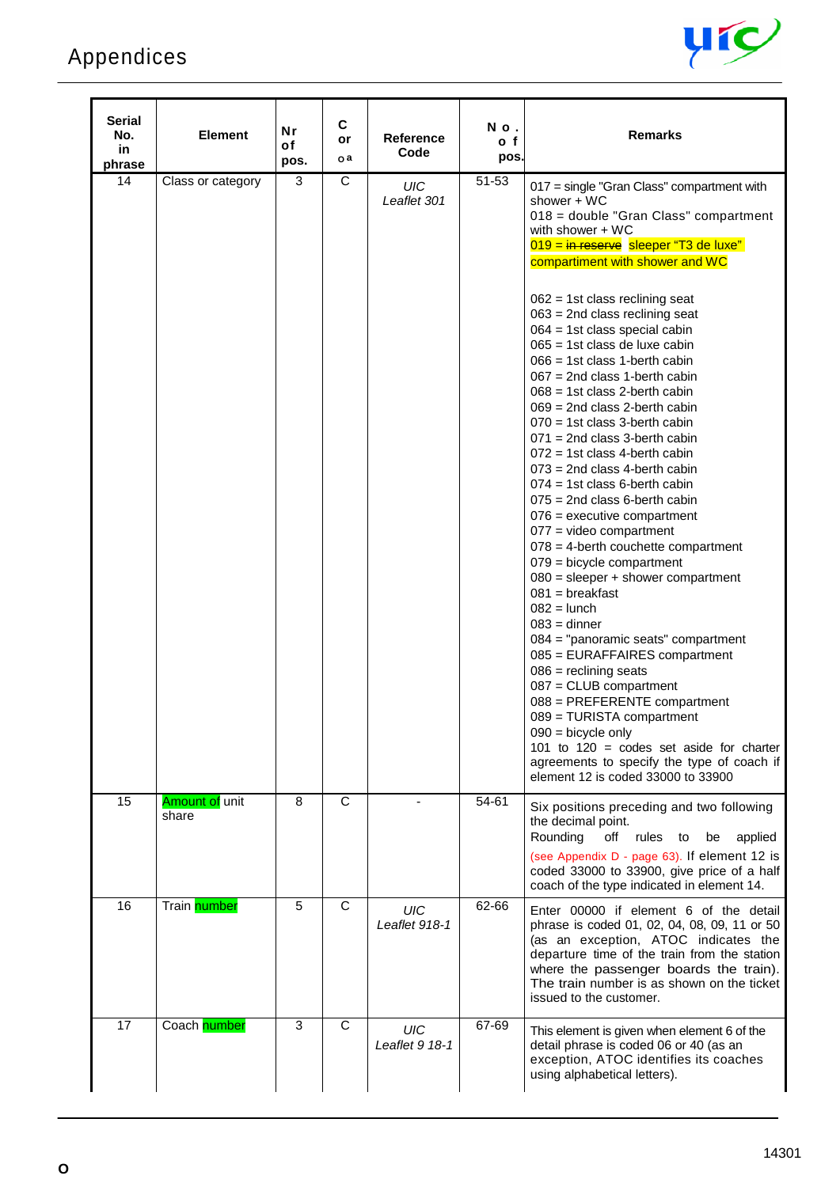# Appendices

| Serial No. in phrase | Element | Nr of pos. | C or oa | Reference Code | No. of pos. | Remarks |
|---|---|---|---|---|---|---|
| 14 | Class or category | 3 | C | *UIC Leaflet 301* | 51-53 | 017 = single "Gran Class" compartment with shower + WC<br>018 = double "Gran Class" compartment with shower + WC<br>019 = ~~in reserve~~ sleeper "T3 de luxe" compartment with shower and WC<br><br>062 = 1st class reclining seat<br>063 = 2nd class reclining seat<br>064 = 1st class special cabin<br>065 = 1st class de luxe cabin<br>066 = 1st class 1-berth cabin<br>067 = 2nd class 1-berth cabin<br>068 = 1st class 2-berth cabin<br>069 = 2nd class 2-berth cabin<br>070 = 1st class 3-berth cabin<br>071 = 2nd class 3-berth cabin<br>072 = 1st class 4-berth cabin<br>073 = 2nd class 4-berth cabin<br>074 = 1st class 6-berth cabin<br>075 = 2nd class 6-berth cabin<br>076 = executive compartment<br>077 = video compartment<br>078 = 4-berth couchette compartment<br>079 = bicycle compartment<br>080 = sleeper + shower compartment<br>081 = breakfast<br>082 = lunch<br>083 = dinner<br>084 = "panoramic seats" compartment<br>085 = EURAFFAIRES compartment<br>086 = reclining seats<br>087 = CLUB compartment<br>088 = PREFERENTE compartment<br>089 = TURISTA compartment<br>090 = bicycle only<br>101 to 120 = codes set aside for charter agreements to specify the type of coach if element 12 is coded 33000 to 33900 |
| 15 | Amount of unit share | 8 | C | - | 54-61 | Six positions preceding and two following the decimal point.<br>Rounding off rules to be applied (see Appendix D - page 63). If element 12 is coded 33000 to 33900, give price of a half coach of the type indicated in element 14. |
| 16 | Train number | 5 | C | *UIC Leaflet 918-1* | 62-66 | Enter 00000 if element 6 of the detail phrase is coded 01, 02, 04, 08, 09, 11 or 50 (as an exception, ATOC indicates the departure time of the train from the station where the passenger boards the train). The train number is as shown on the ticket issued to the customer. |
| 17 | Coach number | 3 | C | *UIC Leaflet 9 18-1* | 67-69 | This element is given when element 6 of the detail phrase is coded 06 or 40 (as an exception, ATOC identifies its coaches using alphabetical letters). |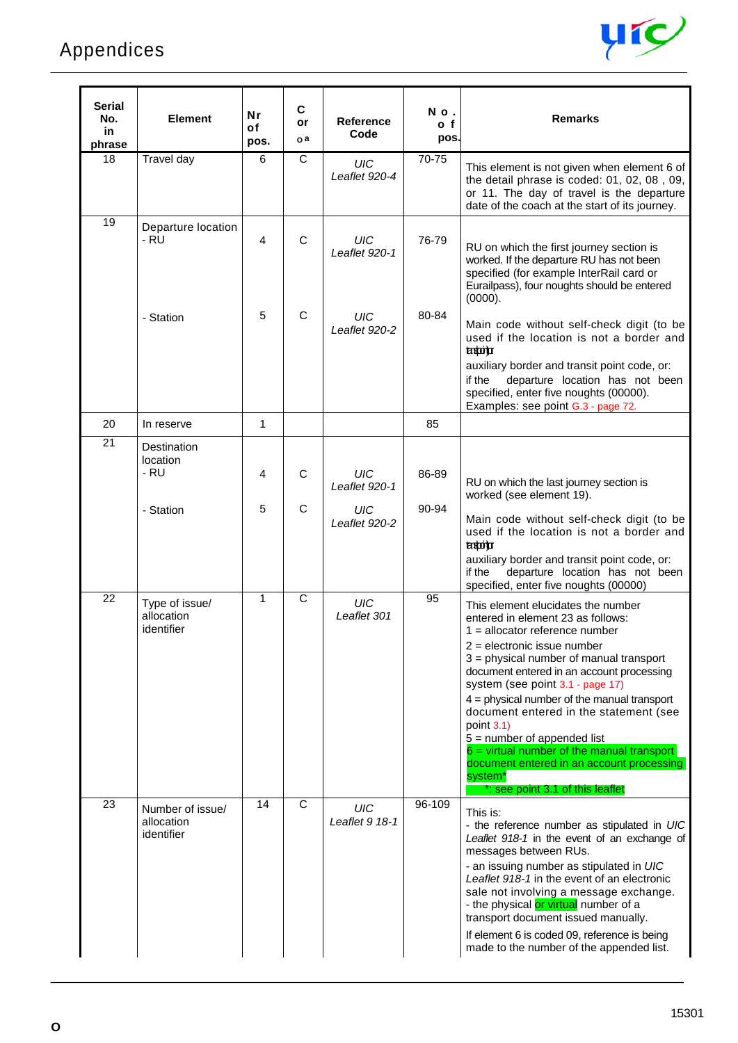# Appendices

| Serial No. in phrase | Element | Nr of pos. | C or oa | Reference Code | No. of pos. | Remarks |
|---|---|---|---|---|---|---|
| 18 | Travel day | 6 | C | *UIC Leaflet 920-4* | 70-75 | This element is not given when element 6 of the detail phrase is coded: 01, 02, 08 , 09, or 11. The day of travel is the departure date of the coach at the start of its journey. |
| 19 | Departure location<br>- RU | 4 | C | *UIC Leaflet 920-1* | 76-79 | RU on which the first journey section is worked. If the departure RU has not been specified (for example InterRail card or Eurailpass), four noughts should be entered (0000). |
| | - Station | 5 | C | *UIC Leaflet 920-2* | 80-84 | Main code without self-check digit (to be used if the location is not a border and transit point)<br>auxiliary border and transit point code, or:<br>if the departure location has not been specified, enter five noughts (00000).<br>Examples: see point G.3 - page 72. |
| 20 | In reserve | 1 | | | 85 | |
| 21 | Destination location<br>- RU | 4 | C | *UIC Leaflet 920-1* | 86-89 | RU on which the last journey section is worked (see element 19). |
| | - Station | 5 | C | *UIC Leaflet 920-2* | 90-94 | Main code without self-check digit (to be used if the location is not a border and transit point)<br>auxiliary border and transit point code, or:<br>if the departure location has not been specified, enter five noughts (00000) |
| 22 | Type of issue/ allocation identifier | 1 | C | *UIC Leaflet 301* | 95 | This element elucidates the number entered in element 23 as follows:<br>1 = allocator reference number<br>2 = electronic issue number<br>3 = physical number of manual transport document entered in an account processing system (see point 3.1 - page 17)<br>4 = physical number of the manual transport document entered in the statement (see point 3.1)<br>5 = number of appended list<br>6 = virtual number of the manual transport document entered in an account processing system*<br>*: see point 3.1 of this leaflet |
| 23 | Number of issue/ allocation identifier | 14 | C | *UIC Leaflet 9 18-1* | 96-109 | This is:<br>- the reference number as stipulated in *UIC Leaflet 918-1* in the event of an exchange of messages between RUs.<br>- an issuing number as stipulated in *UIC Leaflet 918-1* in the event of an electronic sale not involving a message exchange.<br>- the physical or virtual number of a transport document issued manually.<br>If element 6 is coded 09, reference is being made to the number of the appended list. |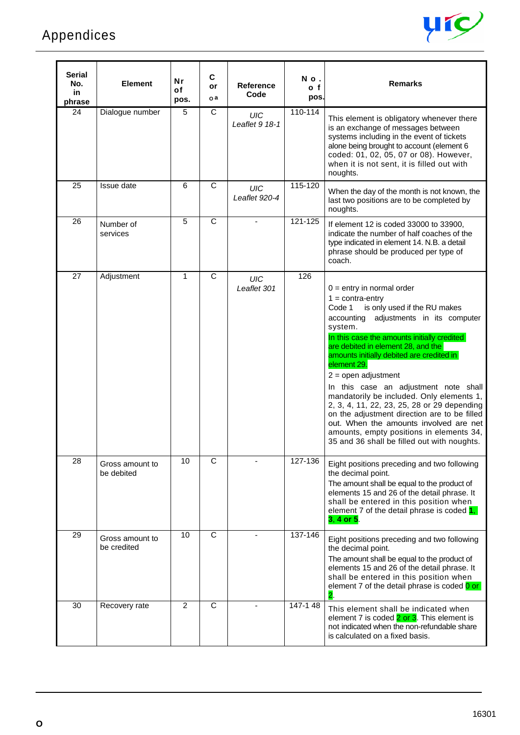| Serial No. in phrase | Element | Nr of pos. | C or oa | Reference Code | No. of pos. | Remarks |
|---|---|---|---|---|---|---|
| 24 | Dialogue number | 5 | C | *UIC Leaflet 9 18-1* | 110-114 | This element is obligatory whenever there is an exchange of messages between systems including in the event of tickets alone being brought to account (element 6 coded: 01, 02, 05, 07 or 08). However, when it is not sent, it is filled out with noughts. |
| 25 | Issue date | 6 | C | *UIC Leaflet 920-4* | 115-120 | When the day of the month is not known, the last two positions are to be completed by noughts. |
| 26 | Number of services | 5 | C | - | 121-125 | If element 12 is coded 33000 to 33900, indicate the number of half coaches of the type indicated in element 14. N.B. a detail phrase should be produced per type of coach. |
| 27 | Adjustment | 1 | C | *UIC Leaflet 301* | 126 | 0 = entry in normal order<br>1 = contra-entry<br>Code 1 is only used if the RU makes accounting adjustments in its computer system.<br>In this case the amounts initially credited are debited in element 28, and the amounts initially debited are credited in element 29.<br>2 = open adjustment<br>In this case an adjustment note shall mandatorily be included. Only elements 1, 2, 3, 4, 11, 22, 23, 25, 28 or 29 depending on the adjustment direction are to be filled out. When the amounts involved are net amounts, empty positions in elements 34, 35 and 36 shall be filled out with noughts. |
| 28 | Gross amount to be debited | 10 | C | - | 127-136 | Eight positions preceding and two following the decimal point.<br>The amount shall be equal to the product of elements 15 and 26 of the detail phrase. It shall be entered in this position when element 7 of the detail phrase is coded **1, 3, 4 or 5**. |
| 29 | Gross amount to be credited | 10 | C | - | 137-146 | Eight positions preceding and two following the decimal point.<br>The amount shall be equal to the product of elements 15 and 26 of the detail phrase. It shall be entered in this position when element 7 of the detail phrase is coded 0 or 2. |
| 30 | Recovery rate | 2 | C | - | 147-148 | This element shall be indicated when element 7 is coded 2 or 3. This element is not indicated when the non-refundable share is calculated on a fixed basis. |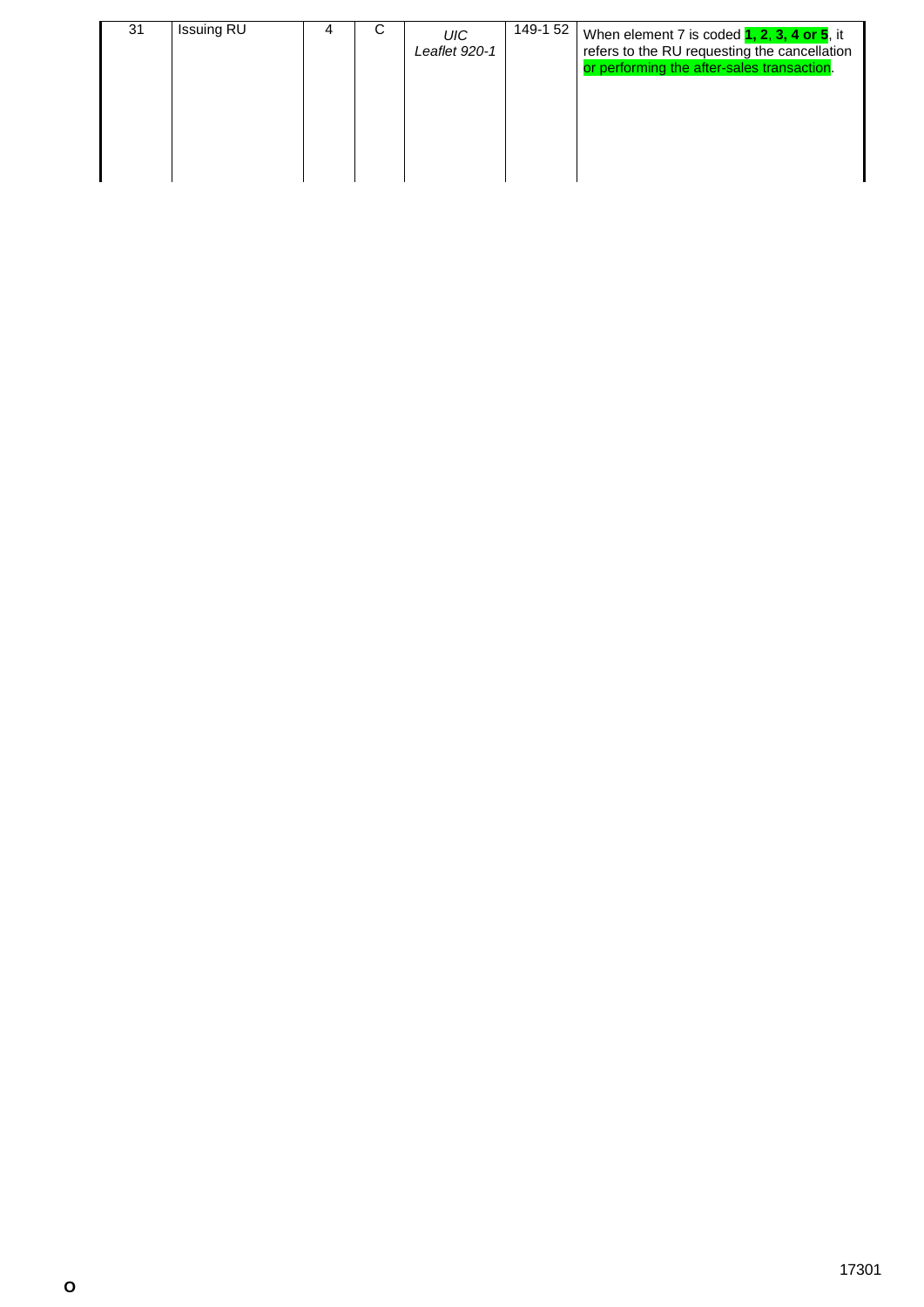| 31 | Issuing RU | 4 | C | *UIC Leaflet 920-1* | 149-1 52 | When element 7 is coded **1, 2, 3, 4 or 5**, it refers to the RU requesting the cancellation or performing the after-sales transaction. |
|---|---|---|---|---|---|---|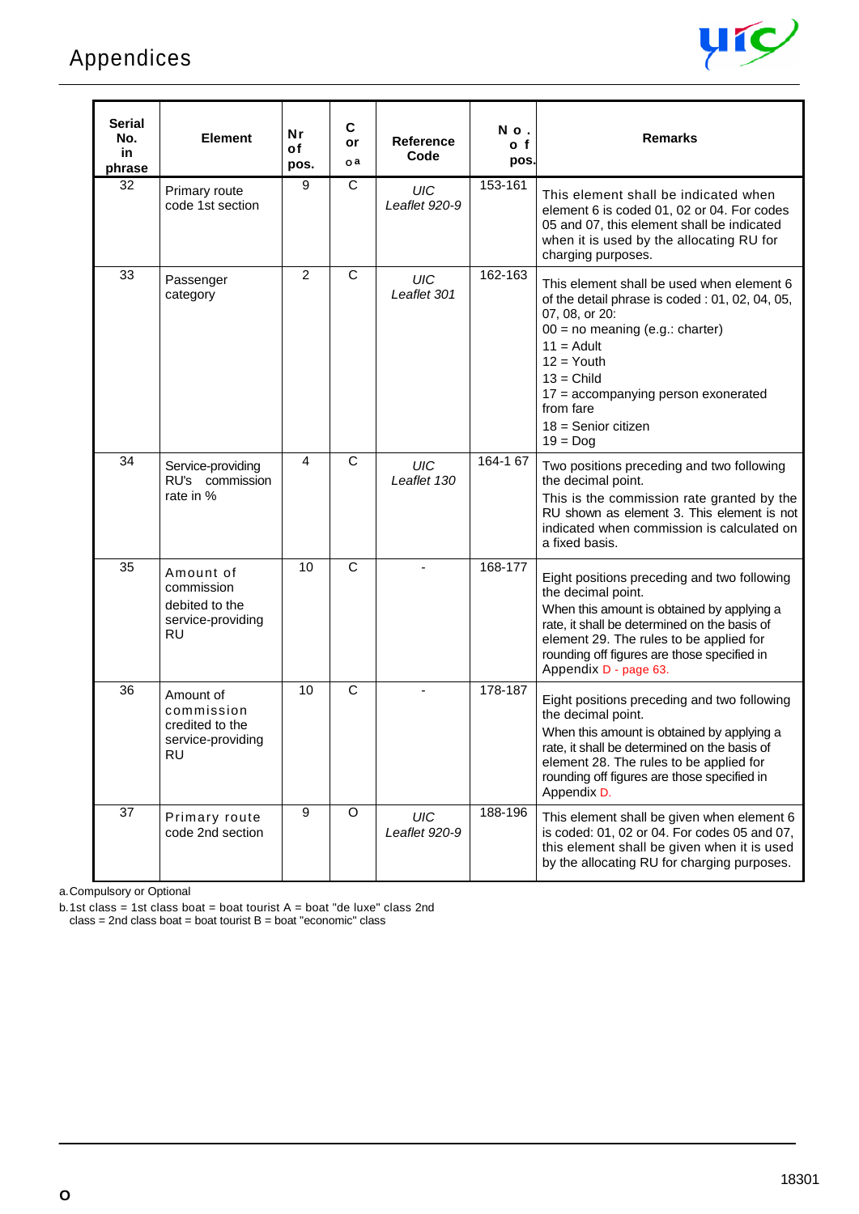| Serial No. in phrase | Element | Nr of pos. | C or O[a] | Reference Code | No. of pos. | Remarks |
|---|---|---|---|---|---|---|
| 32 | Primary route code 1st section | 9 | C | *UIC Leaflet 920-9* | 153-161 | This element shall be indicated when element 6 is coded 01, 02 or 04. For codes 05 and 07, this element shall be indicated when it is used by the allocating RU for charging purposes. |
| 33 | Passenger category | 2 | C | *UIC Leaflet 301* | 162-163 | This element shall be used when element 6 of the detail phrase is coded : 01, 02, 04, 05, 07, 08, or 20:<br>00 = no meaning (e.g.: charter)<br>11 = Adult<br>12 = Youth<br>13 = Child<br>17 = accompanying person exonerated from fare<br>18 = Senior citizen<br>19 = Dog |
| 34 | Service-providing RU's commission rate in % | 4 | C | *UIC Leaflet 130* | 164-167 | Two positions preceding and two following the decimal point.<br>This is the commission rate granted by the RU shown as element 3. This element is not indicated when commission is calculated on a fixed basis. |
| 35 | Amount of commission debited to the service-providing RU | 10 | C | - | 168-177 | Eight positions preceding and two following the decimal point.<br>When this amount is obtained by applying a rate, it shall be determined on the basis of element 29. The rules to be applied for rounding off figures are those specified in Appendix D - page 63. |
| 36 | Amount of commission credited to the service-providing RU | 10 | C | - | 178-187 | Eight positions preceding and two following the decimal point.<br>When this amount is obtained by applying a rate, it shall be determined on the basis of element 28. The rules to be applied for rounding off figures are those specified in Appendix D. |
| 37 | Primary route code 2nd section | 9 | O | *UIC Leaflet 920-9* | 188-196 | This element shall be given when element 6 is coded: 01, 02 or 04. For codes 05 and 07, this element shall be given when it is used by the allocating RU for charging purposes. |

a. Compulsory or Optional

b. 1st class = 1st class boat = boat tourist A = boat "de luxe" class 2nd class = 2nd class boat = boat tourist B = boat "economic" class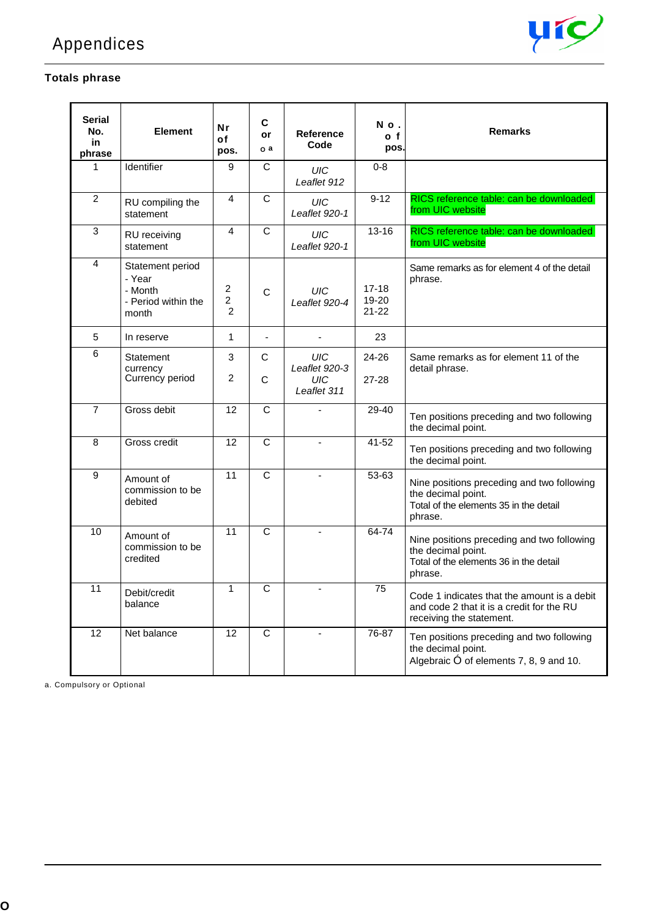**Totals phrase**

| Serial No. in phrase | Element | Nr of pos. | C or O [a] | Reference Code | No. of pos. | Remarks |
|---|---|---|---|---|---|---|
| 1 | Identifier | 9 | C | *UIC Leaflet 912* | 0-8 | |
| 2 | RU compiling the statement | 4 | C | *UIC Leaflet 920-1* | 9-12 | RICS reference table: can be downloaded from UIC website |
| 3 | RU receiving statement | 4 | C | *UIC Leaflet 920-1* | 13-16 | RICS reference table: can be downloaded from UIC website |
| 4 | Statement period<br>- Year<br>- Month<br>- Period within the month | 2<br>2<br>2 | C | *UIC Leaflet 920-4* | 17-18<br>19-20<br>21-22 | Same remarks as for element 4 of the detail phrase. |
| 5 | In reserve | 1 | - | - | 23 | |
| 6 | Statement currency<br>Currency period | 3<br>2 | C<br>C | *UIC Leaflet 920-3*<br>*UIC Leaflet 311* | 24-26<br>27-28 | Same remarks as for element 11 of the detail phrase. |
| 7 | Gross debit | 12 | C | - | 29-40 | Ten positions preceding and two following the decimal point. |
| 8 | Gross credit | 12 | C | - | 41-52 | Ten positions preceding and two following the decimal point. |
| 9 | Amount of commission to be debited | 11 | C | - | 53-63 | Nine positions preceding and two following the decimal point.<br>Total of the elements 35 in the detail phrase. |
| 10 | Amount of commission to be credited | 11 | C | - | 64-74 | Nine positions preceding and two following the decimal point.<br>Total of the elements 36 in the detail phrase. |
| 11 | Debit/credit balance | 1 | C | - | 75 | Code 1 indicates that the amount is a debit and code 2 that it is a credit for the RU receiving the statement. |
| 12 | Net balance | 12 | C | - | 76-87 | Ten positions preceding and two following the decimal point.<br>Algebraic Ó of elements 7, 8, 9 and 10. |

a. Compulsory or Optional